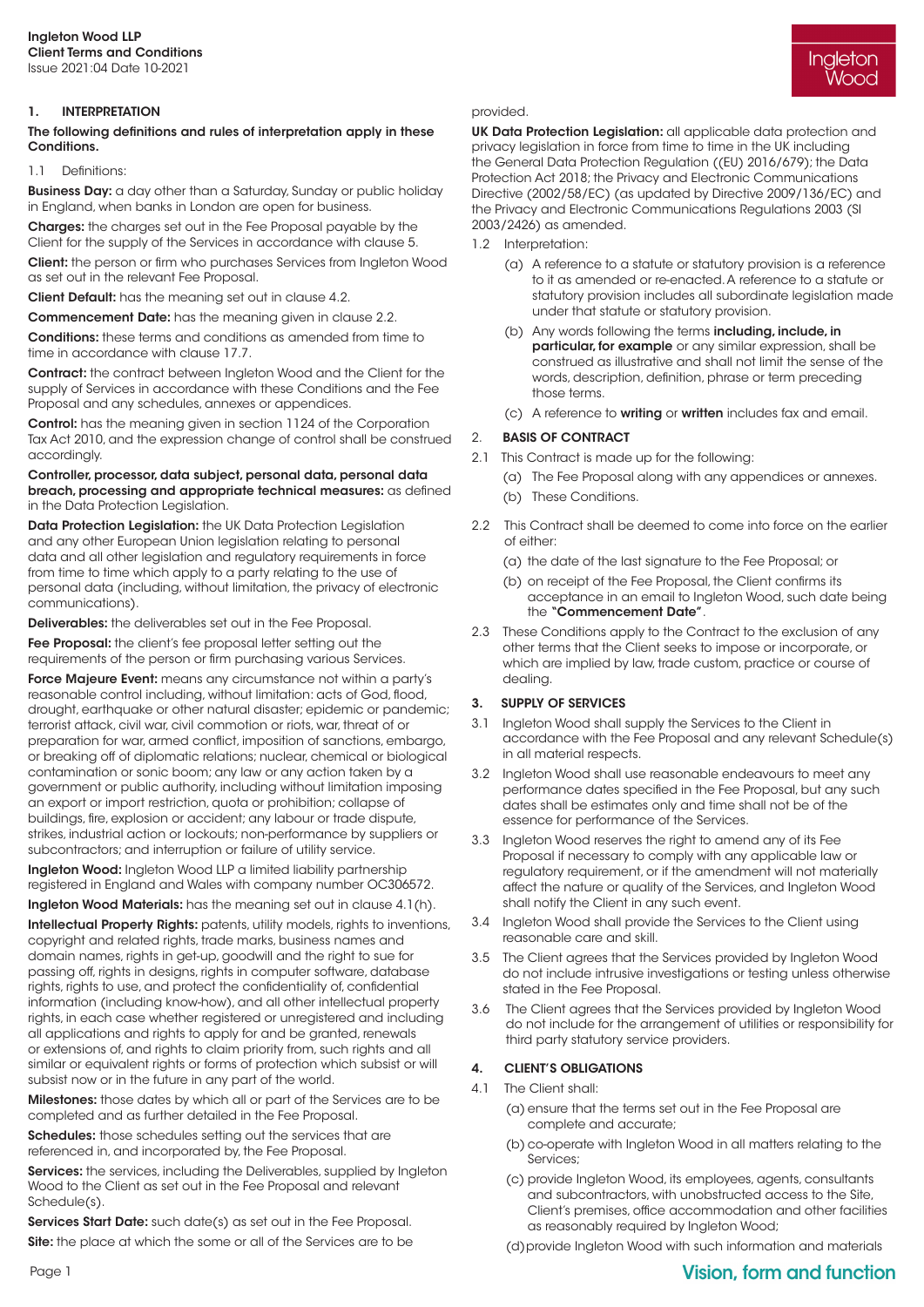**Ingleton Wood LLP**
**Client Terms and Conditions**
Issue 2021:04 Date 10-2021

## 1. INTERPRETATION

**The following definitions and rules of interpretation apply in these Conditions.**

1.1 Definitions:

**Business Day:** a day other than a Saturday, Sunday or public holiday in England, when banks in London are open for business.

**Charges:** the charges set out in the Fee Proposal payable by the Client for the supply of the Services in accordance with clause 5.

**Client:** the person or firm who purchases Services from Ingleton Wood as set out in the relevant Fee Proposal.

**Client Default:** has the meaning set out in clause 4.2.

**Commencement Date:** has the meaning given in clause 2.2.

**Conditions:** these terms and conditions as amended from time to time in accordance with clause 17.7.

**Contract:** the contract between Ingleton Wood and the Client for the supply of Services in accordance with these Conditions and the Fee Proposal and any schedules, annexes or appendices.

**Control:** has the meaning given in section 1124 of the Corporation Tax Act 2010, and the expression change of control shall be construed accordingly.

**Controller, processor, data subject, personal data, personal data breach, processing and appropriate technical measures:** as defined in the Data Protection Legislation.

**Data Protection Legislation:** the UK Data Protection Legislation and any other European Union legislation relating to personal data and all other legislation and regulatory requirements in force from time to time which apply to a party relating to the use of personal data (including, without limitation, the privacy of electronic communications).

**Deliverables:** the deliverables set out in the Fee Proposal.

**Fee Proposal:** the client's fee proposal letter setting out the requirements of the person or firm purchasing various Services.

**Force Majeure Event:** means any circumstance not within a party's reasonable control including, without limitation: acts of God, flood, drought, earthquake or other natural disaster; epidemic or pandemic; terrorist attack, civil war, civil commotion or riots, war, threat of or preparation for war, armed conflict, imposition of sanctions, embargo, or breaking off of diplomatic relations; nuclear, chemical or biological contamination or sonic boom; any law or any action taken by a government or public authority, including without limitation imposing an export or import restriction, quota or prohibition; collapse of buildings, fire, explosion or accident; any labour or trade dispute, strikes, industrial action or lockouts; non-performance by suppliers or subcontractors; and interruption or failure of utility service.

**Ingleton Wood:** Ingleton Wood LLP a limited liability partnership registered in England and Wales with company number OC306572.

**Ingleton Wood Materials:** has the meaning set out in clause 4.1(h).

**Intellectual Property Rights:** patents, utility models, rights to inventions, copyright and related rights, trade marks, business names and domain names, rights in get-up, goodwill and the right to sue for passing off, rights in designs, rights in computer software, database rights, rights to use, and protect the confidentiality of, confidential information (including know-how), and all other intellectual property rights, in each case whether registered or unregistered and including all applications and rights to apply for and be granted, renewals or extensions of, and rights to claim priority from, such rights and all similar or equivalent rights or forms of protection which subsist or will subsist now or in the future in any part of the world.

**Milestones:** those dates by which all or part of the Services are to be completed and as further detailed in the Fee Proposal.

**Schedules:** those schedules setting out the services that are referenced in, and incorporated by, the Fee Proposal.

**Services:** the services, including the Deliverables, supplied by Ingleton Wood to the Client as set out in the Fee Proposal and relevant Schedule(s).

**Services Start Date:** such date(s) as set out in the Fee Proposal.

**Site:** the place at which the some or all of the Services are to be provided.

**UK Data Protection Legislation:** all applicable data protection and privacy legislation in force from time to time in the UK including the General Data Protection Regulation ((EU) 2016/679); the Data Protection Act 2018; the Privacy and Electronic Communications Directive (2002/58/EC) (as updated by Directive 2009/136/EC) and the Privacy and Electronic Communications Regulations 2003 (SI 2003/2426) as amended.

1.2 Interpretation:

(a) A reference to a statute or statutory provision is a reference to it as amended or re-enacted. A reference to a statute or statutory provision includes all subordinate legislation made under that statute or statutory provision.

(b) Any words following the terms **including, include, in particular, for example** or any similar expression, shall be construed as illustrative and shall not limit the sense of the words, description, definition, phrase or term preceding those terms.

(c) A reference to **writing** or **written** includes fax and email.

## 2. BASIS OF CONTRACT

2.1 This Contract is made up for the following:

(a) The Fee Proposal along with any appendices or annexes.

(b) These Conditions.

2.2 This Contract shall be deemed to come into force on the earlier of either:

(a) the date of the last signature to the Fee Proposal; or

(b) on receipt of the Fee Proposal, the Client confirms its acceptance in an email to Ingleton Wood, such date being the **"Commencement Date"**.

2.3 These Conditions apply to the Contract to the exclusion of any other terms that the Client seeks to impose or incorporate, or which are implied by law, trade custom, practice or course of dealing.

## 3. SUPPLY OF SERVICES

3.1 Ingleton Wood shall supply the Services to the Client in accordance with the Fee Proposal and any relevant Schedule(s) in all material respects.

3.2 Ingleton Wood shall use reasonable endeavours to meet any performance dates specified in the Fee Proposal, but any such dates shall be estimates only and time shall not be of the essence for performance of the Services.

3.3 Ingleton Wood reserves the right to amend any of its Fee Proposal if necessary to comply with any applicable law or regulatory requirement, or if the amendment will not materially affect the nature or quality of the Services, and Ingleton Wood shall notify the Client in any such event.

3.4 Ingleton Wood shall provide the Services to the Client using reasonable care and skill.

3.5 The Client agrees that the Services provided by Ingleton Wood do not include intrusive investigations or testing unless otherwise stated in the Fee Proposal.

3.6 The Client agrees that the Services provided by Ingleton Wood do not include for the arrangement of utilities or responsibility for third party statutory service providers.

## 4. CLIENT'S OBLIGATIONS

4.1 The Client shall:

(a) ensure that the terms set out in the Fee Proposal are complete and accurate;

(b) co-operate with Ingleton Wood in all matters relating to the Services;

(c) provide Ingleton Wood, its employees, agents, consultants and subcontractors, with unobstructed access to the Site, Client's premises, office accommodation and other facilities as reasonably required by Ingleton Wood;

(d) provide Ingleton Wood with such information and materials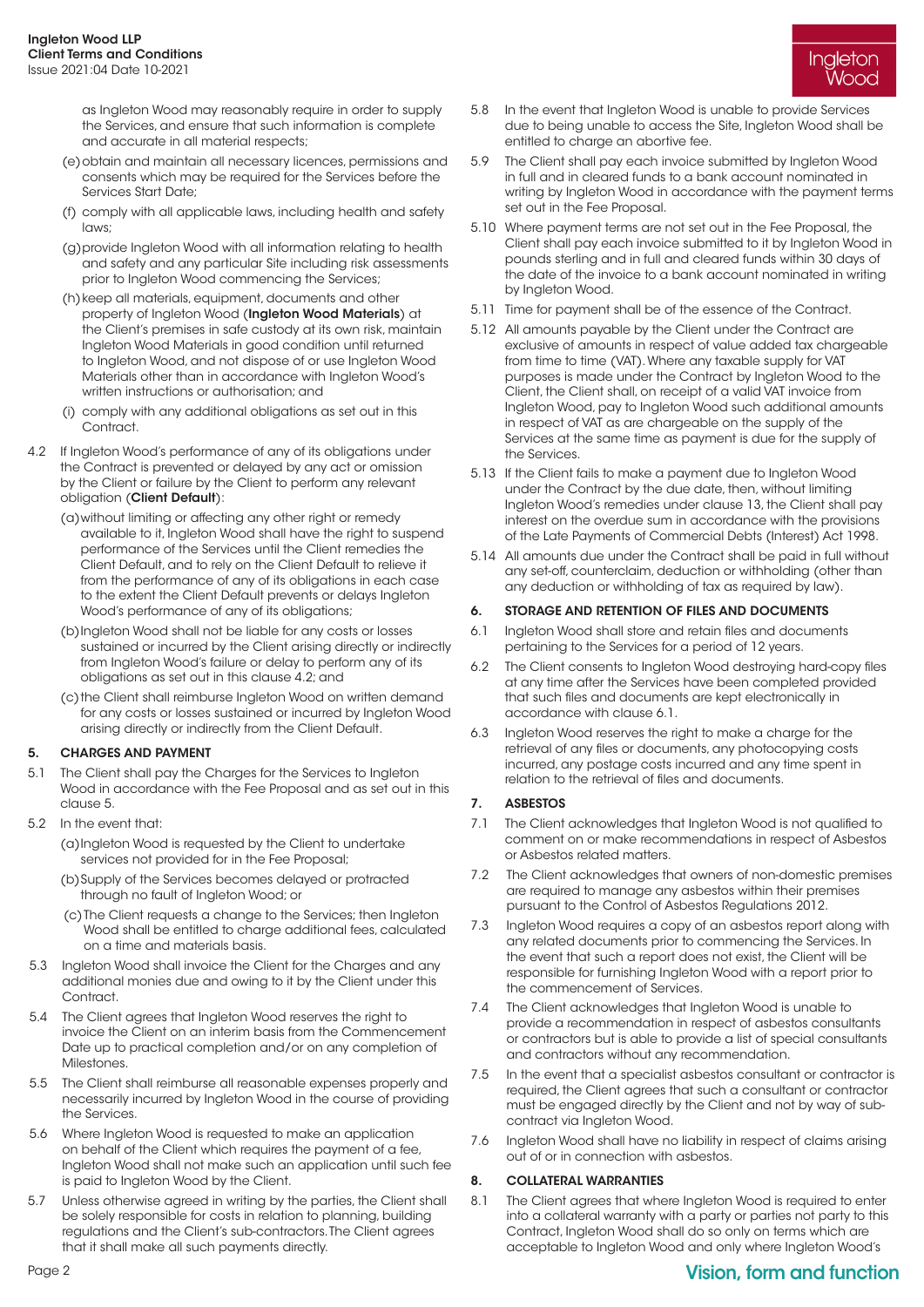as Ingleton Wood may reasonably require in order to supply the Services, and ensure that such information is complete and accurate in all material respects;

(e) obtain and maintain all necessary licences, permissions and consents which may be required for the Services before the Services Start Date;

(f) comply with all applicable laws, including health and safety laws;

(g) provide Ingleton Wood with all information relating to health and safety and any particular Site including risk assessments prior to Ingleton Wood commencing the Services;

(h) keep all materials, equipment, documents and other property of Ingleton Wood (**Ingleton Wood Materials**) at the Client's premises in safe custody at its own risk, maintain Ingleton Wood Materials in good condition until returned to Ingleton Wood, and not dispose of or use Ingleton Wood Materials other than in accordance with Ingleton Wood's written instructions or authorisation; and

(i) comply with any additional obligations as set out in this Contract.

4.2 If Ingleton Wood's performance of any of its obligations under the Contract is prevented or delayed by any act or omission by the Client or failure by the Client to perform any relevant obligation (**Client Default**):

(a) without limiting or affecting any other right or remedy available to it, Ingleton Wood shall have the right to suspend performance of the Services until the Client remedies the Client Default, and to rely on the Client Default to relieve it from the performance of any of its obligations in each case to the extent the Client Default prevents or delays Ingleton Wood's performance of any of its obligations;

(b) Ingleton Wood shall not be liable for any costs or losses sustained or incurred by the Client arising directly or indirectly from Ingleton Wood's failure or delay to perform any of its obligations as set out in this clause 4.2; and

(c) the Client shall reimburse Ingleton Wood on written demand for any costs or losses sustained or incurred by Ingleton Wood arising directly or indirectly from the Client Default.

## 5. CHARGES AND PAYMENT

5.1 The Client shall pay the Charges for the Services to Ingleton Wood in accordance with the Fee Proposal and as set out in this clause 5.

5.2 In the event that:

(a) Ingleton Wood is requested by the Client to undertake services not provided for in the Fee Proposal;

(b) Supply of the Services becomes delayed or protracted through no fault of Ingleton Wood; or

(c) The Client requests a change to the Services; then Ingleton Wood shall be entitled to charge additional fees, calculated on a time and materials basis.

5.3 Ingleton Wood shall invoice the Client for the Charges and any additional monies due and owing to it by the Client under this Contract.

5.4 The Client agrees that Ingleton Wood reserves the right to invoice the Client on an interim basis from the Commencement Date up to practical completion and/or on any completion of Milestones.

5.5 The Client shall reimburse all reasonable expenses properly and necessarily incurred by Ingleton Wood in the course of providing the Services.

5.6 Where Ingleton Wood is requested to make an application on behalf of the Client which requires the payment of a fee, Ingleton Wood shall not make such an application until such fee is paid to Ingleton Wood by the Client.

5.7 Unless otherwise agreed in writing by the parties, the Client shall be solely responsible for costs in relation to planning, building regulations and the Client's sub-contractors. The Client agrees that it shall make all such payments directly.

5.8 In the event that Ingleton Wood is unable to provide Services due to being unable to access the Site, Ingleton Wood shall be entitled to charge an abortive fee.

5.9 The Client shall pay each invoice submitted by Ingleton Wood in full and in cleared funds to a bank account nominated in writing by Ingleton Wood in accordance with the payment terms set out in the Fee Proposal.

5.10 Where payment terms are not set out in the Fee Proposal, the Client shall pay each invoice submitted to it by Ingleton Wood in pounds sterling and in full and cleared funds within 30 days of the date of the invoice to a bank account nominated in writing by Ingleton Wood.

5.11 Time for payment shall be of the essence of the Contract.

5.12 All amounts payable by the Client under the Contract are exclusive of amounts in respect of value added tax chargeable from time to time (VAT). Where any taxable supply for VAT purposes is made under the Contract by Ingleton Wood to the Client, the Client shall, on receipt of a valid VAT invoice from Ingleton Wood, pay to Ingleton Wood such additional amounts in respect of VAT as are chargeable on the supply of the Services at the same time as payment is due for the supply of the Services.

5.13 If the Client fails to make a payment due to Ingleton Wood under the Contract by the due date, then, without limiting Ingleton Wood's remedies under clause 13, the Client shall pay interest on the overdue sum in accordance with the provisions of the Late Payments of Commercial Debts (Interest) Act 1998.

5.14 All amounts due under the Contract shall be paid in full without any set-off, counterclaim, deduction or withholding (other than any deduction or withholding of tax as required by law).

## 6. STORAGE AND RETENTION OF FILES AND DOCUMENTS

6.1 Ingleton Wood shall store and retain files and documents pertaining to the Services for a period of 12 years.

6.2 The Client consents to Ingleton Wood destroying hard-copy files at any time after the Services have been completed provided that such files and documents are kept electronically in accordance with clause 6.1.

6.3 Ingleton Wood reserves the right to make a charge for the retrieval of any files or documents, any photocopying costs incurred, any postage costs incurred and any time spent in relation to the retrieval of files and documents.

## 7. ASBESTOS

7.1 The Client acknowledges that Ingleton Wood is not qualified to comment on or make recommendations in respect of Asbestos or Asbestos related matters.

7.2 The Client acknowledges that owners of non-domestic premises are required to manage any asbestos within their premises pursuant to the Control of Asbestos Regulations 2012.

7.3 Ingleton Wood requires a copy of an asbestos report along with any related documents prior to commencing the Services. In the event that such a report does not exist, the Client will be responsible for furnishing Ingleton Wood with a report prior to the commencement of Services.

7.4 The Client acknowledges that Ingleton Wood is unable to provide a recommendation in respect of asbestos consultants or contractors but is able to provide a list of special consultants and contractors without any recommendation.

7.5 In the event that a specialist asbestos consultant or contractor is required, the Client agrees that such a consultant or contractor must be engaged directly by the Client and not by way of sub-contract via Ingleton Wood.

7.6 Ingleton Wood shall have no liability in respect of claims arising out of or in connection with asbestos.

## 8. COLLATERAL WARRANTIES

8.1 The Client agrees that where Ingleton Wood is required to enter into a collateral warranty with a party or parties not party to this Contract, Ingleton Wood shall do so only on terms which are acceptable to Ingleton Wood and only where Ingleton Wood's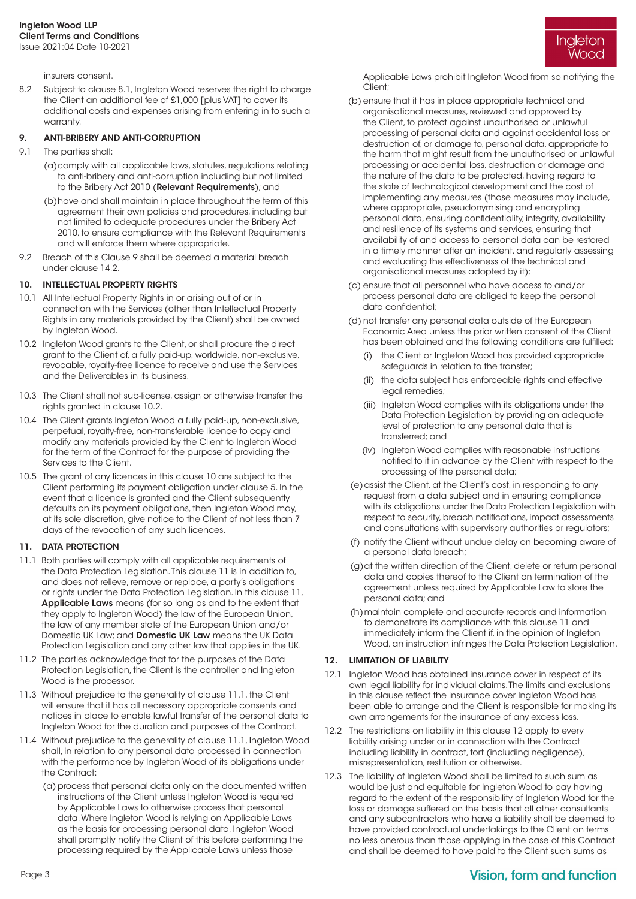insurers consent.

8.2 Subject to clause 8.1, Ingleton Wood reserves the right to charge the Client an additional fee of £1,000 [plus VAT] to cover its additional costs and expenses arising from entering in to such a warranty.

## 9. ANTI-BRIBERY AND ANTI-CORRUPTION

9.1 The parties shall:

(a) comply with all applicable laws, statutes, regulations relating to anti-bribery and anti-corruption including but not limited to the Bribery Act 2010 (**Relevant Requirements**); and

(b) have and shall maintain in place throughout the term of this agreement their own policies and procedures, including but not limited to adequate procedures under the Bribery Act 2010, to ensure compliance with the Relevant Requirements and will enforce them where appropriate.

9.2 Breach of this Clause 9 shall be deemed a material breach under clause 14.2.

## 10. INTELLECTUAL PROPERTY RIGHTS

10.1 All Intellectual Property Rights in or arising out of or in connection with the Services (other than Intellectual Property Rights in any materials provided by the Client) shall be owned by Ingleton Wood.

10.2 Ingleton Wood grants to the Client, or shall procure the direct grant to the Client of, a fully paid-up, worldwide, non-exclusive, revocable, royalty-free licence to receive and use the Services and the Deliverables in its business.

10.3 The Client shall not sub-license, assign or otherwise transfer the rights granted in clause 10.2.

10.4 The Client grants Ingleton Wood a fully paid-up, non-exclusive, perpetual, royalty-free, non-transferable licence to copy and modify any materials provided by the Client to Ingleton Wood for the term of the Contract for the purpose of providing the Services to the Client.

10.5 The grant of any licences in this clause 10 are subject to the Client performing its payment obligation under clause 5. In the event that a licence is granted and the Client subsequently defaults on its payment obligations, then Ingleton Wood may, at its sole discretion, give notice to the Client of not less than 7 days of the revocation of any such licences.

## 11. DATA PROTECTION

11.1 Both parties will comply with all applicable requirements of the Data Protection Legislation. This clause 11 is in addition to, and does not relieve, remove or replace, a party's obligations or rights under the Data Protection Legislation. In this clause 11, **Applicable Laws** means (for so long as and to the extent that they apply to Ingleton Wood) the law of the European Union, the law of any member state of the European Union and/or Domestic UK Law; and **Domestic UK Law** means the UK Data Protection Legislation and any other law that applies in the UK.

11.2 The parties acknowledge that for the purposes of the Data Protection Legislation, the Client is the controller and Ingleton Wood is the processor.

11.3 Without prejudice to the generality of clause 11.1, the Client will ensure that it has all necessary appropriate consents and notices in place to enable lawful transfer of the personal data to Ingleton Wood for the duration and purposes of the Contract.

11.4 Without prejudice to the generality of clause 11.1, Ingleton Wood shall, in relation to any personal data processed in connection with the performance by Ingleton Wood of its obligations under the Contract:

(a) process that personal data only on the documented written instructions of the Client unless Ingleton Wood is required by Applicable Laws to otherwise process that personal data. Where Ingleton Wood is relying on Applicable Laws as the basis for processing personal data, Ingleton Wood shall promptly notify the Client of this before performing the processing required by the Applicable Laws unless those Applicable Laws prohibit Ingleton Wood from so notifying the Client;

(b) ensure that it has in place appropriate technical and organisational measures, reviewed and approved by the Client, to protect against unauthorised or unlawful processing of personal data and against accidental loss or destruction of, or damage to, personal data, appropriate to the harm that might result from the unauthorised or unlawful processing or accidental loss, destruction or damage and the nature of the data to be protected, having regard to the state of technological development and the cost of implementing any measures (those measures may include, where appropriate, pseudonymising and encrypting personal data, ensuring confidentiality, integrity, availability and resilience of its systems and services, ensuring that availability of and access to personal data can be restored in a timely manner after an incident, and regularly assessing and evaluating the effectiveness of the technical and organisational measures adopted by it);

(c) ensure that all personnel who have access to and/or process personal data are obliged to keep the personal data confidential;

(d) not transfer any personal data outside of the European Economic Area unless the prior written consent of the Client has been obtained and the following conditions are fulfilled:

(i) the Client or Ingleton Wood has provided appropriate safeguards in relation to the transfer;

(ii) the data subject has enforceable rights and effective legal remedies;

(iii) Ingleton Wood complies with its obligations under the Data Protection Legislation by providing an adequate level of protection to any personal data that is transferred; and

(iv) Ingleton Wood complies with reasonable instructions notified to it in advance by the Client with respect to the processing of the personal data;

(e) assist the Client, at the Client's cost, in responding to any request from a data subject and in ensuring compliance with its obligations under the Data Protection Legislation with respect to security, breach notifications, impact assessments and consultations with supervisory authorities or regulators;

(f) notify the Client without undue delay on becoming aware of a personal data breach;

(g) at the written direction of the Client, delete or return personal data and copies thereof to the Client on termination of the agreement unless required by Applicable Law to store the personal data; and

(h) maintain complete and accurate records and information to demonstrate its compliance with this clause 11 and immediately inform the Client if, in the opinion of Ingleton Wood, an instruction infringes the Data Protection Legislation.

## 12. LIMITATION OF LIABILITY

12.1 Ingleton Wood has obtained insurance cover in respect of its own legal liability for individual claims. The limits and exclusions in this clause reflect the insurance cover Ingleton Wood has been able to arrange and the Client is responsible for making its own arrangements for the insurance of any excess loss.

12.2 The restrictions on liability in this clause 12 apply to every liability arising under or in connection with the Contract including liability in contract, tort (including negligence), misrepresentation, restitution or otherwise.

12.3 The liability of Ingleton Wood shall be limited to such sum as would be just and equitable for Ingleton Wood to pay having regard to the extent of the responsibility of Ingleton Wood for the loss or damage suffered on the basis that all other consultants and any subcontractors who have a liability shall be deemed to have provided contractual undertakings to the Client on terms no less onerous than those applying in the case of this Contract and shall be deemed to have paid to the Client such sums as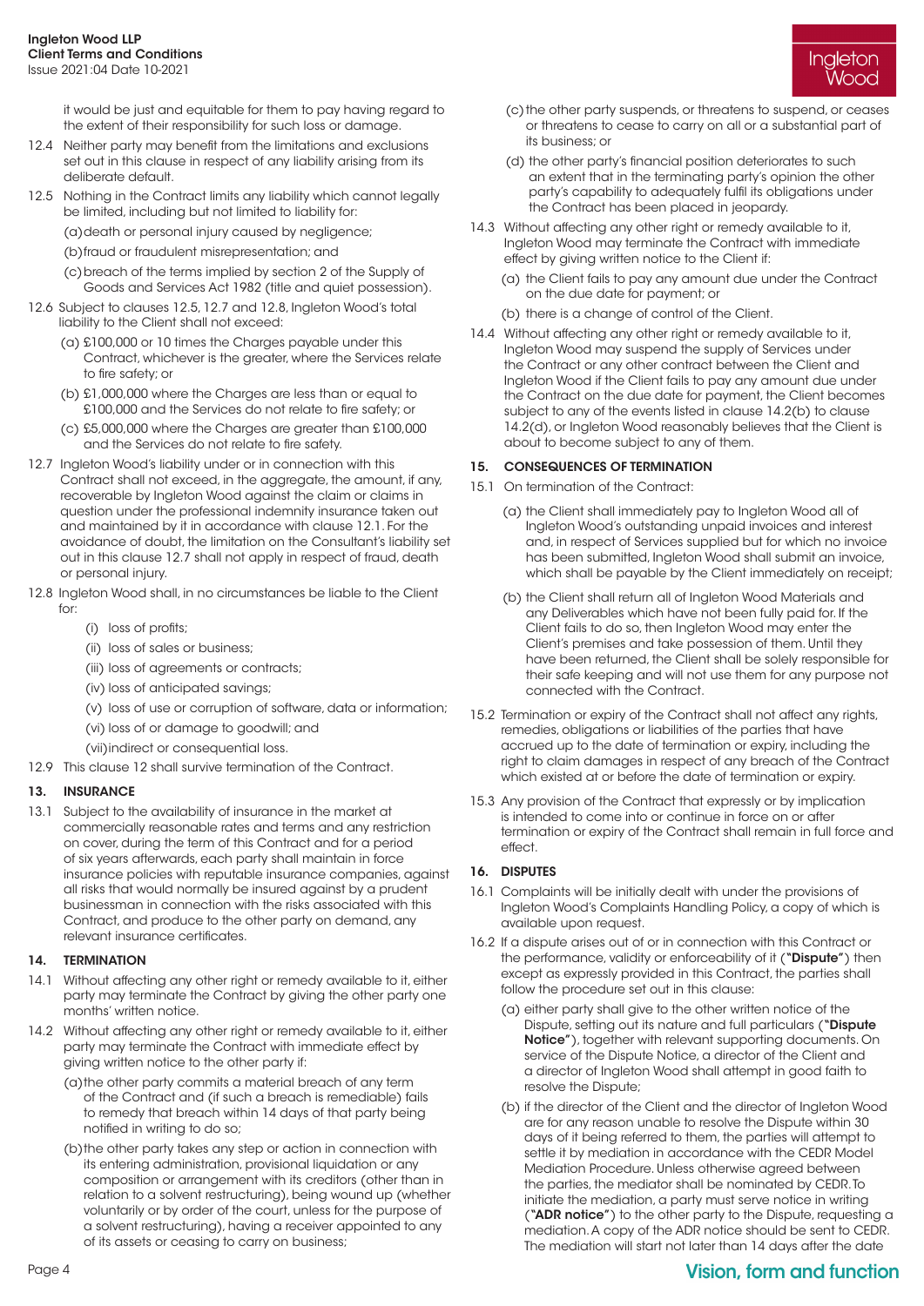it would be just and equitable for them to pay having regard to the extent of their responsibility for such loss or damage.

12.4 Neither party may benefit from the limitations and exclusions set out in this clause in respect of any liability arising from its deliberate default.

12.5 Nothing in the Contract limits any liability which cannot legally be limited, including but not limited to liability for:

(a) death or personal injury caused by negligence;

(b) fraud or fraudulent misrepresentation; and

(c) breach of the terms implied by section 2 of the Supply of Goods and Services Act 1982 (title and quiet possession).

12.6 Subject to clauses 12.5, 12.7 and 12.8, Ingleton Wood's total liability to the Client shall not exceed:

(a) £100,000 or 10 times the Charges payable under this Contract, whichever is the greater, where the Services relate to fire safety; or

(b) £1,000,000 where the Charges are less than or equal to £100,000 and the Services do not relate to fire safety; or

(c) £5,000,000 where the Charges are greater than £100,000 and the Services do not relate to fire safety.

12.7 Ingleton Wood's liability under or in connection with this Contract shall not exceed, in the aggregate, the amount, if any, recoverable by Ingleton Wood against the claim or claims in question under the professional indemnity insurance taken out and maintained by it in accordance with clause 12.1. For the avoidance of doubt, the limitation on the Consultant's liability set out in this clause 12.7 shall not apply in respect of fraud, death or personal injury.

12.8 Ingleton Wood shall, in no circumstances be liable to the Client for:

(i) loss of profits;

(ii) loss of sales or business;

(iii) loss of agreements or contracts;

(iv) loss of anticipated savings;

(v) loss of use or corruption of software, data or information;

(vi) loss of or damage to goodwill; and

(vii) indirect or consequential loss.

12.9 This clause 12 shall survive termination of the Contract.

## 13. INSURANCE

13.1 Subject to the availability of insurance in the market at commercially reasonable rates and terms and any restriction on cover, during the term of this Contract and for a period of six years afterwards, each party shall maintain in force insurance policies with reputable insurance companies, against all risks that would normally be insured against by a prudent businessman in connection with the risks associated with this Contract, and produce to the other party on demand, any relevant insurance certificates.

## 14. TERMINATION

14.1 Without affecting any other right or remedy available to it, either party may terminate the Contract by giving the other party one months' written notice.

14.2 Without affecting any other right or remedy available to it, either party may terminate the Contract with immediate effect by giving written notice to the other party if:

(a) the other party commits a material breach of any term of the Contract and (if such a breach is remediable) fails to remedy that breach within 14 days of that party being notified in writing to do so;

(b) the other party takes any step or action in connection with its entering administration, provisional liquidation or any composition or arrangement with its creditors (other than in relation to a solvent restructuring), being wound up (whether voluntarily or by order of the court, unless for the purpose of a solvent restructuring), having a receiver appointed to any of its assets or ceasing to carry on business;

(c) the other party suspends, or threatens to suspend, or ceases or threatens to cease to carry on all or a substantial part of its business; or

(d) the other party's financial position deteriorates to such an extent that in the terminating party's opinion the other party's capability to adequately fulfil its obligations under the Contract has been placed in jeopardy.

14.3 Without affecting any other right or remedy available to it, Ingleton Wood may terminate the Contract with immediate effect by giving written notice to the Client if:

(a) the Client fails to pay any amount due under the Contract on the due date for payment; or

(b) there is a change of control of the Client.

14.4 Without affecting any other right or remedy available to it, Ingleton Wood may suspend the supply of Services under the Contract or any other contract between the Client and Ingleton Wood if the Client fails to pay any amount due under the Contract on the due date for payment, the Client becomes subject to any of the events listed in clause 14.2(b) to clause 14.2(d), or Ingleton Wood reasonably believes that the Client is about to become subject to any of them.

## 15. CONSEQUENCES OF TERMINATION

15.1 On termination of the Contract:

(a) the Client shall immediately pay to Ingleton Wood all of Ingleton Wood's outstanding unpaid invoices and interest and, in respect of Services supplied but for which no invoice has been submitted, Ingleton Wood shall submit an invoice, which shall be payable by the Client immediately on receipt;

(b) the Client shall return all of Ingleton Wood Materials and any Deliverables which have not been fully paid for. If the Client fails to do so, then Ingleton Wood may enter the Client's premises and take possession of them. Until they have been returned, the Client shall be solely responsible for their safe keeping and will not use them for any purpose not connected with the Contract.

15.2 Termination or expiry of the Contract shall not affect any rights, remedies, obligations or liabilities of the parties that have accrued up to the date of termination or expiry, including the right to claim damages in respect of any breach of the Contract which existed at or before the date of termination or expiry.

15.3 Any provision of the Contract that expressly or by implication is intended to come into or continue in force on or after termination or expiry of the Contract shall remain in full force and effect.

## 16. DISPUTES

16.1 Complaints will be initially dealt with under the provisions of Ingleton Wood's Complaints Handling Policy, a copy of which is available upon request.

16.2 If a dispute arises out of or in connection with this Contract or the performance, validity or enforceability of it (**"Dispute"**) then except as expressly provided in this Contract, the parties shall follow the procedure set out in this clause:

(a) either party shall give to the other written notice of the Dispute, setting out its nature and full particulars (**"Dispute Notice"**), together with relevant supporting documents. On service of the Dispute Notice, a director of the Client and a director of Ingleton Wood shall attempt in good faith to resolve the Dispute;

(b) if the director of the Client and the director of Ingleton Wood are for any reason unable to resolve the Dispute within 30 days of it being referred to them, the parties will attempt to settle it by mediation in accordance with the CEDR Model Mediation Procedure. Unless otherwise agreed between the parties, the mediator shall be nominated by CEDR. To initiate the mediation, a party must serve notice in writing (**"ADR notice"**) to the other party to the Dispute, requesting a mediation. A copy of the ADR notice should be sent to CEDR. The mediation will start not later than 14 days after the date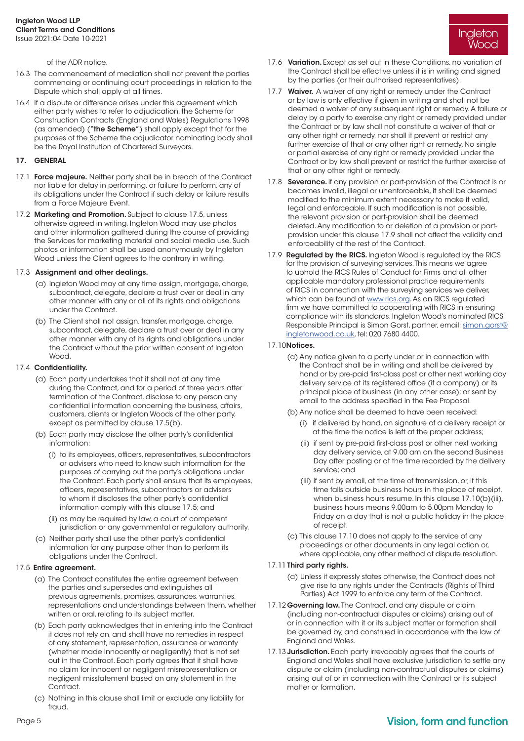of the ADR notice.

16.3 The commencement of mediation shall not prevent the parties commencing or continuing court proceedings in relation to the Dispute which shall apply at all times.

16.4 If a dispute or difference arises under this agreement which either party wishes to refer to adjudication, the Scheme for Construction Contracts (England and Wales) Regulations 1998 (as amended) (**"the Scheme"**) shall apply except that for the purposes of the Scheme the adjudicator nominating body shall be the Royal Institution of Chartered Surveyors.

## 17. GENERAL

17.1 **Force majeure.** Neither party shall be in breach of the Contract nor liable for delay in performing, or failure to perform, any of its obligations under the Contract if such delay or failure results from a Force Majeure Event.

17.2 **Marketing and Promotion.** Subject to clause 17.5, unless otherwise agreed in writing, Ingleton Wood may use photos and other information gathered during the course of providing the Services for marketing material and social media use. Such photos or information shall be used anonymously by Ingleton Wood unless the Client agrees to the contrary in writing.

17.3 **Assignment and other dealings.**

(a) Ingleton Wood may at any time assign, mortgage, charge, subcontract, delegate, declare a trust over or deal in any other manner with any or all of its rights and obligations under the Contract.

(b) The Client shall not assign, transfer, mortgage, charge, subcontract, delegate, declare a trust over or deal in any other manner with any of its rights and obligations under the Contract without the prior written consent of Ingleton Wood.

17.4 **Confidentiality.**

(a) Each party undertakes that it shall not at any time during the Contract, and for a period of three years after termination of the Contract, disclose to any person any confidential information concerning the business, affairs, customers, clients or Ingleton Woods of the other party, except as permitted by clause 17.5(b).

(b) Each party may disclose the other party's confidential information:

(i) to its employees, officers, representatives, subcontractors or advisers who need to know such information for the purposes of carrying out the party's obligations under the Contract. Each party shall ensure that its employees, officers, representatives, subcontractors or advisers to whom it discloses the other party's confidential information comply with this clause 17.5; and

(ii) as may be required by law, a court of competent jurisdiction or any governmental or regulatory authority.

(c) Neither party shall use the other party's confidential information for any purpose other than to perform its obligations under the Contract.

17.5 **Entire agreement.**

(a) The Contract constitutes the entire agreement between the parties and supersedes and extinguishes all previous agreements, promises, assurances, warranties, representations and understandings between them, whether written or oral, relating to its subject matter.

(b) Each party acknowledges that in entering into the Contract it does not rely on, and shall have no remedies in respect of any statement, representation, assurance or warranty (whether made innocently or negligently) that is not set out in the Contract. Each party agrees that it shall have no claim for innocent or negligent misrepresentation or negligent misstatement based on any statement in the Contract.

(c) Nothing in this clause shall limit or exclude any liability for fraud.

17.6 **Variation.** Except as set out in these Conditions, no variation of the Contract shall be effective unless it is in writing and signed by the parties (or their authorised representatives).

17.7 **Waiver.** A waiver of any right or remedy under the Contract or by law is only effective if given in writing and shall not be deemed a waiver of any subsequent right or remedy. A failure or delay by a party to exercise any right or remedy provided under the Contract or by law shall not constitute a waiver of that or any other right or remedy, nor shall it prevent or restrict any further exercise of that or any other right or remedy. No single or partial exercise of any right or remedy provided under the Contract or by law shall prevent or restrict the further exercise of that or any other right or remedy.

17.8 **Severance.** If any provision or part-provision of the Contract is or becomes invalid, illegal or unenforceable, it shall be deemed modified to the minimum extent necessary to make it valid, legal and enforceable. If such modification is not possible, the relevant provision or part-provision shall be deemed deleted. Any modification to or deletion of a provision or part-provision under this clause 17.9 shall not affect the validity and enforceability of the rest of the Contract.

17.9 **Regulated by the RICS.** Ingleton Wood is regulated by the RICS for the provision of surveying services. This means we agree to uphold the RICS Rules of Conduct for Firms and all other applicable mandatory professional practice requirements of RICS in connection with the surveying services we deliver, which can be found at www.rics.org. As an RICS regulated firm we have committed to cooperating with RICS in ensuring compliance with its standards. Ingleton Wood's nominated RICS Responsible Principal is Simon Gorst, partner, email: simon.gorst@ingletonwood.co.uk, tel: 020 7680 4400.

17.10 **Notices.**

(a) Any notice given to a party under or in connection with the Contract shall be in writing and shall be delivered by hand or by pre-paid first-class post or other next working day delivery service at its registered office (if a company) or its principal place of business (in any other case); or sent by email to the address specified in the Fee Proposal.

(b) Any notice shall be deemed to have been received:

(i) if delivered by hand, on signature of a delivery receipt or at the time the notice is left at the proper address;

(ii) if sent by pre-paid first-class post or other next working day delivery service, at 9.00 am on the second Business Day after posting or at the time recorded by the delivery service; and

(iii) if sent by email, at the time of transmission, or, if this time falls outside business hours in the place of receipt, when business hours resume. In this clause 17.10(b)(iii), business hours means 9.00am to 5.00pm Monday to Friday on a day that is not a public holiday in the place of receipt.

(c) This clause 17.10 does not apply to the service of any proceedings or other documents in any legal action or, where applicable, any other method of dispute resolution.

17.11 **Third party rights.**

(a) Unless it expressly states otherwise, the Contract does not give rise to any rights under the Contracts (Rights of Third Parties) Act 1999 to enforce any term of the Contract.

17.12 **Governing law.** The Contract, and any dispute or claim (including non-contractual disputes or claims) arising out of or in connection with it or its subject matter or formation shall be governed by, and construed in accordance with the law of England and Wales.

17.13 **Jurisdiction.** Each party irrevocably agrees that the courts of England and Wales shall have exclusive jurisdiction to settle any dispute or claim (including non-contractual disputes or claims) arising out of or in connection with the Contract or its subject matter or formation.